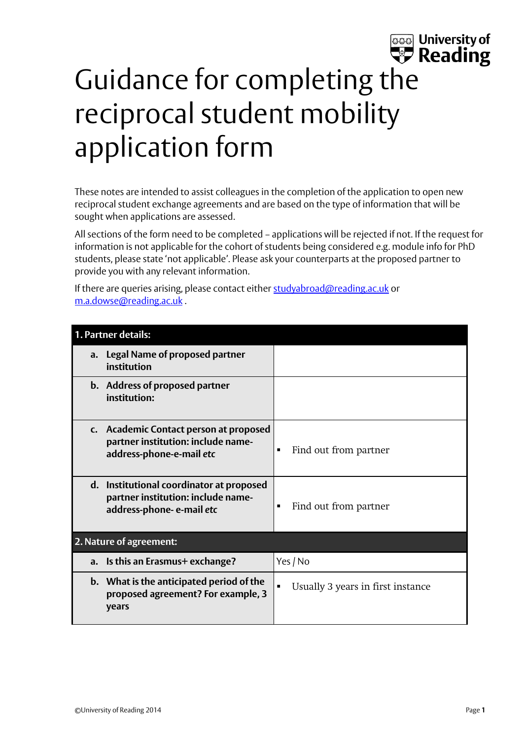# Guidance for completing the reciprocal student mobility application form

These notes are intended to assist colleagues in the completion of the application to open new reciprocal student exchange agreements and are based on the type of information that will be sought when applications are assessed.

All sections of the form need to be completed – applications will be rejected if not. If the request for information is not applicable for the cohort of students being considered e.g. module info for PhD students, please state 'not applicable'. Please ask your counterparts at the proposed partner to provide you with any relevant information.

If there are queries arising, please contact either studyabroad@reading.ac.uk or m.a.dowse@reading.ac.uk .

| **1. Partner details:** | |
|---|---|
| **a. Legal Name of proposed partner institution** | |
| **b. Address of proposed partner institution:** | |
| **c. Academic Contact person at proposed partner institution: include name-address-phone-e-mail *etc*** | ▪ Find out from partner |
| **d. Institutional coordinator at proposed partner institution: include name-address-phone- e-mail *etc*** | ▪ Find out from partner |
| **2. Nature of agreement:** | |
| **a. Is this an Erasmus+ exchange?** | Yes / No |
| **b. What is the anticipated period of the proposed agreement? For example, 3 years** | ▪ Usually 3 years in first instance |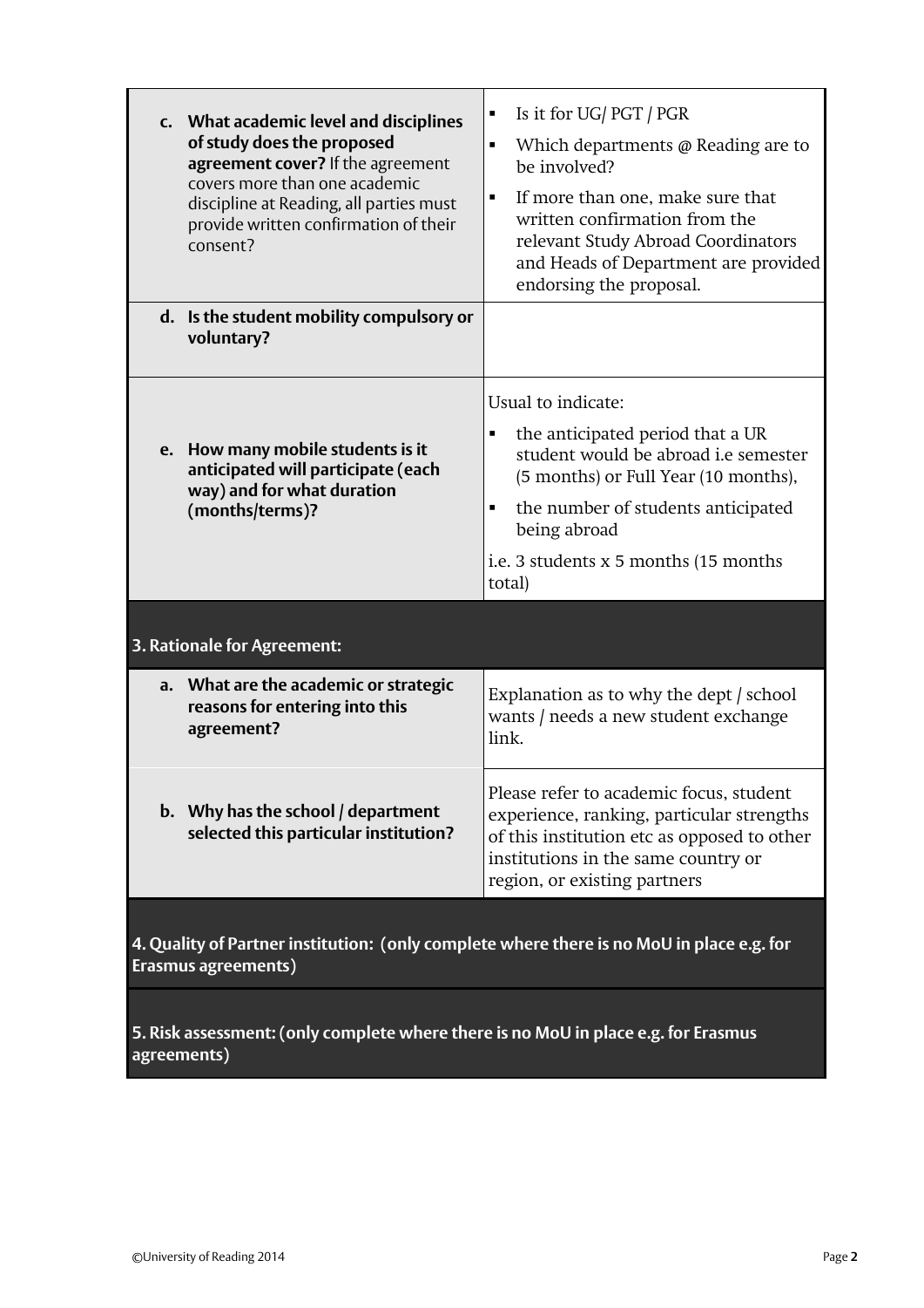| | |
|---|---|
| **c. What academic level and disciplines of study does the proposed agreement cover?** If the agreement covers more than one academic discipline at Reading, all parties must provide written confirmation of their consent? | ▪ Is it for UG/ PGT / PGR<br>▪ Which departments @ Reading are to be involved?<br>▪ If more than one, make sure that written confirmation from the relevant Study Abroad Coordinators and Heads of Department are provided endorsing the proposal. |
| **d. Is the student mobility compulsory or voluntary?** | |
| **e. How many mobile students is it anticipated will participate (each way) and for what duration (months/terms)?** | Usual to indicate:<br>▪ the anticipated period that a UR student would be abroad i.e semester (5 months) or Full Year (10 months),<br>▪ the number of students anticipated being abroad<br>i.e. 3 students x 5 months (15 months total) |
| **3. Rationale for Agreement:** | |
| **a. What are the academic or strategic reasons for entering into this agreement?** | Explanation as to why the dept / school wants / needs a new student exchange link. |
| **b. Why has the school / department selected this particular institution?** | Please refer to academic focus, student experience, ranking, particular strengths of this institution etc as opposed to other institutions in the same country or region, or existing partners |
| **4. Quality of Partner institution: (only complete where there is no MoU in place e.g. for Erasmus agreements)** | |
| **5. Risk assessment: (only complete where there is no MoU in place e.g. for Erasmus agreements)** | |

©University of Reading 2014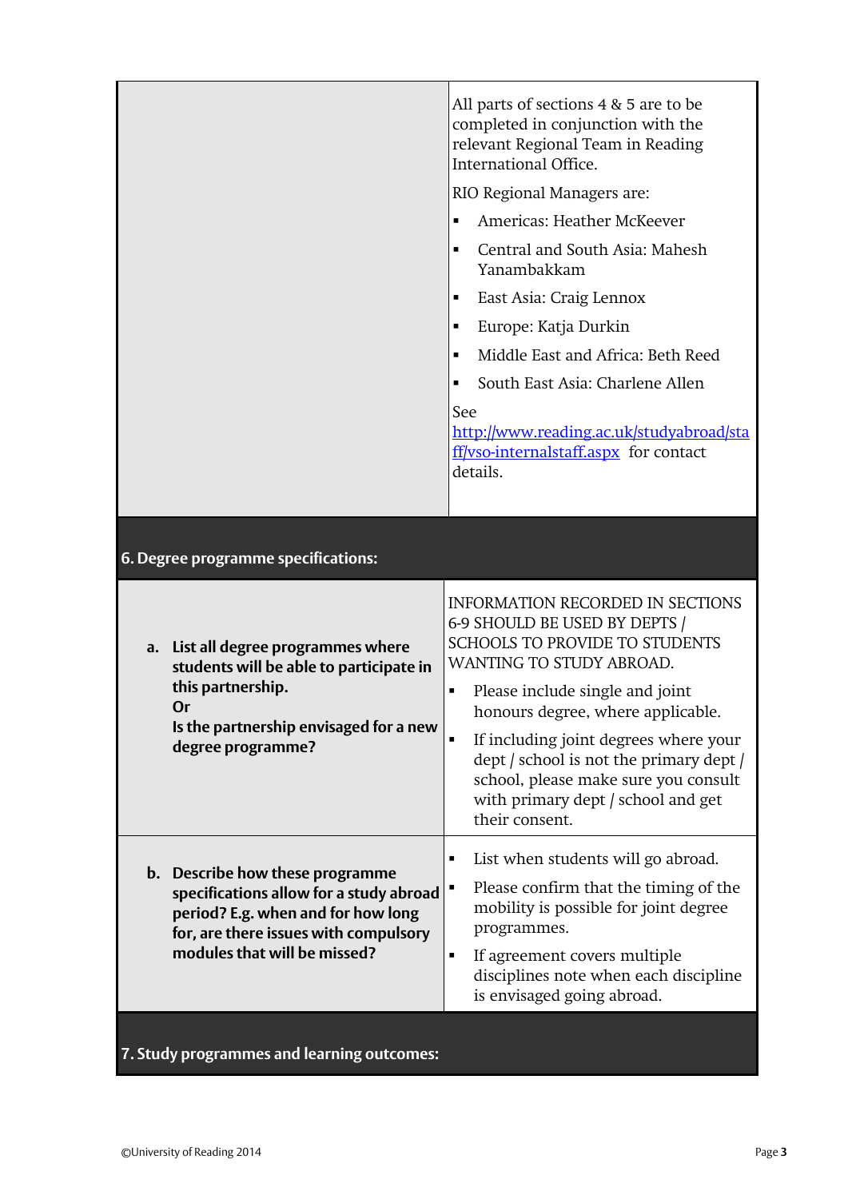| | |
|---|---|
| | All parts of sections 4 & 5 are to be completed in conjunction with the relevant Regional Team in Reading International Office.<br><br>RIO Regional Managers are:<br>▪ Americas: Heather McKeever<br>▪ Central and South Asia: Mahesh Yanambakkam<br>▪ East Asia: Craig Lennox<br>▪ Europe: Katja Durkin<br>▪ Middle East and Africa: Beth Reed<br>▪ South East Asia: Charlene Allen<br><br>See [http://www.reading.ac.uk/studyabroad/staff/vso-internalstaff.aspx](http://www.reading.ac.uk/studyabroad/staff/vso-internalstaff.aspx) for contact details. |
| **6. Degree programme specifications:** | |
| **a. List all degree programmes where students will be able to participate in this partnership.**<br>**Or**<br>**Is the partnership envisaged for a new degree programme?** | INFORMATION RECORDED IN SECTIONS 6-9 SHOULD BE USED BY DEPTS / SCHOOLS TO PROVIDE TO STUDENTS WANTING TO STUDY ABROAD.<br>▪ Please include single and joint honours degree, where applicable.<br>▪ If including joint degrees where your dept / school is not the primary dept / school, please make sure you consult with primary dept / school and get their consent. |
| **b. Describe how these programme specifications allow for a study abroad period? E.g. when and for how long for, are there issues with compulsory modules that will be missed?** | ▪ List when students will go abroad.<br>▪ Please confirm that the timing of the mobility is possible for joint degree programmes.<br>▪ If agreement covers multiple disciplines note when each discipline is envisaged going abroad. |
| **7. Study programmes and learning outcomes:** | |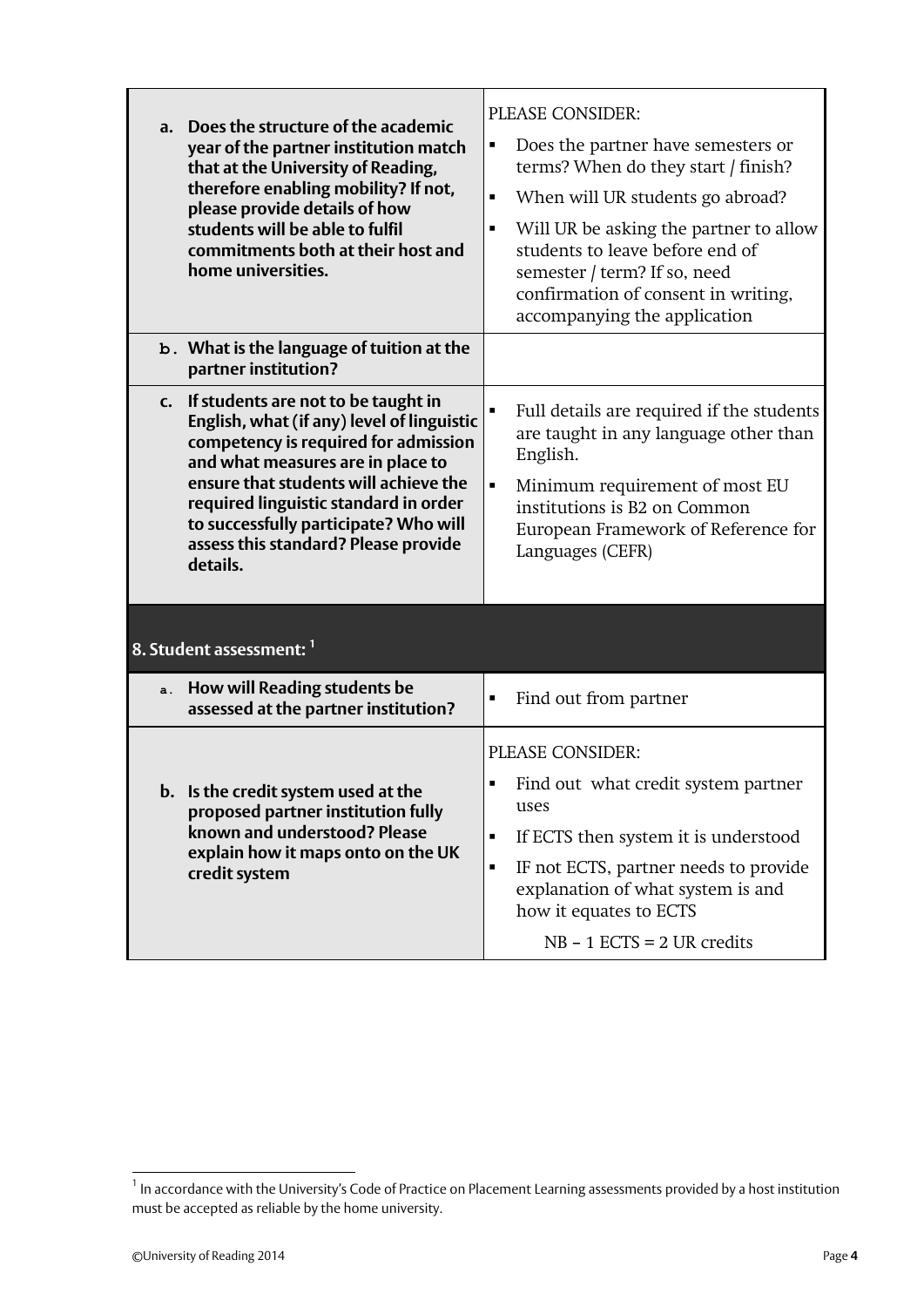| | |
|---|---|
| **a. Does the structure of the academic year of the partner institution match that at the University of Reading, therefore enabling mobility? If not, please provide details of how students will be able to fulfil commitments both at their host and home universities.** | PLEASE CONSIDER: <br>▪ Does the partner have semesters or terms? When do they start / finish? <br>▪ When will UR students go abroad? <br>▪ Will UR be asking the partner to allow students to leave before end of semester / term? If so, need confirmation of consent in writing, accompanying the application |
| **b. What is the language of tuition at the partner institution?** | |
| **c. If students are not to be taught in English, what (if any) level of linguistic competency is required for admission and what measures are in place to ensure that students will achieve the required linguistic standard in order to successfully participate? Who will assess this standard? Please provide details.** | ▪ Full details are required if the students are taught in any language other than English. <br>▪ Minimum requirement of most EU institutions is B2 on Common European Framework of Reference for Languages (CEFR) |

## 8. Student assessment: [1]

| | |
|---|---|
| **a. How will Reading students be assessed at the partner institution?** | ▪ Find out from partner |
| **b. Is the credit system used at the proposed partner institution fully known and understood? Please explain how it maps onto on the UK credit system** | PLEASE CONSIDER: <br>▪ Find out what credit system partner uses <br>▪ If ECTS then system it is understood <br>▪ IF not ECTS, partner needs to provide explanation of what system is and how it equates to ECTS <br>NB – 1 ECTS = 2 UR credits |

[1] In accordance with the University's Code of Practice on Placement Learning assessments provided by a host institution must be accepted as reliable by the home university.

©University of Reading 2014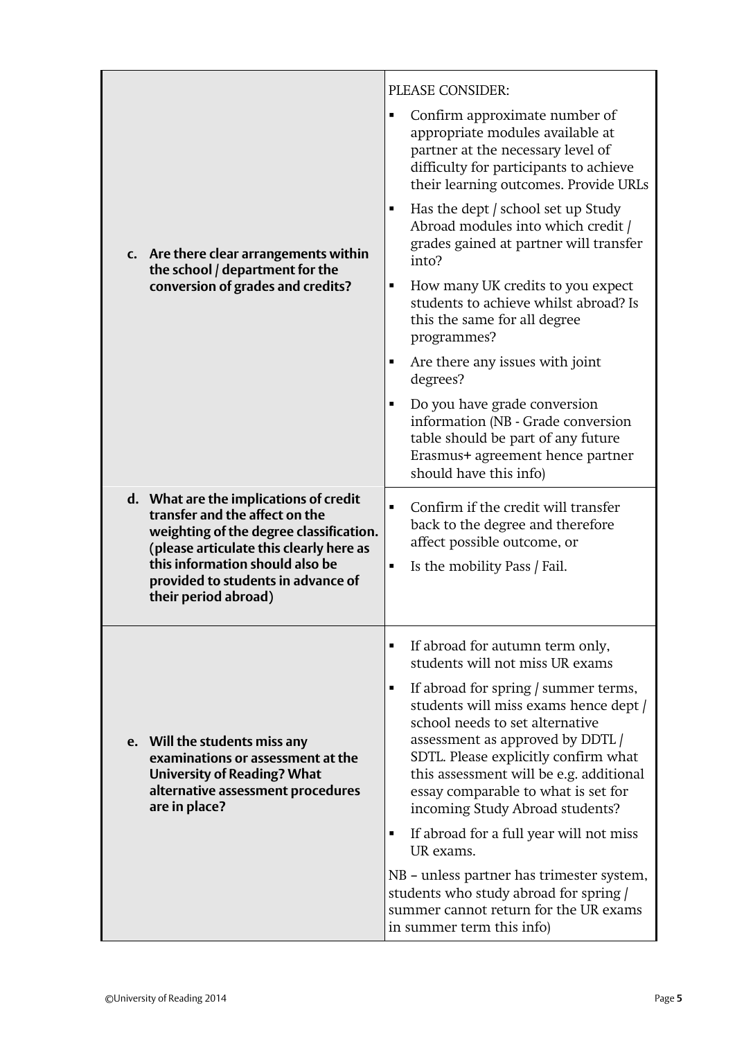| | |
|---|---|
| **c. Are there clear arrangements within the school / department for the conversion of grades and credits?** | PLEASE CONSIDER:<br>▪ Confirm approximate number of appropriate modules available at partner at the necessary level of difficulty for participants to achieve their learning outcomes. Provide URLs<br>▪ Has the dept / school set up Study Abroad modules into which credit / grades gained at partner will transfer into?<br>▪ How many UK credits to you expect students to achieve whilst abroad? Is this the same for all degree programmes?<br>▪ Are there any issues with joint degrees?<br>▪ Do you have grade conversion information (NB - Grade conversion table should be part of any future Erasmus+ agreement hence partner should have this info) |
| **d. What are the implications of credit transfer and the affect on the weighting of the degree classification. (please articulate this clearly here as this information should also be provided to students in advance of their period abroad)** | ▪ Confirm if the credit will transfer back to the degree and therefore affect possible outcome, or<br>▪ Is the mobility Pass / Fail. |
| **e. Will the students miss any examinations or assessment at the University of Reading? What alternative assessment procedures are in place?** | ▪ If abroad for autumn term only, students will not miss UR exams<br>▪ If abroad for spring / summer terms, students will miss exams hence dept / school needs to set alternative assessment as approved by DDTL / SDTL. Please explicitly confirm what this assessment will be e.g. additional essay comparable to what is set for incoming Study Abroad students?<br>▪ If abroad for a full year will not miss UR exams.<br>NB – unless partner has trimester system, students who study abroad for spring / summer cannot return for the UR exams in summer term this info) |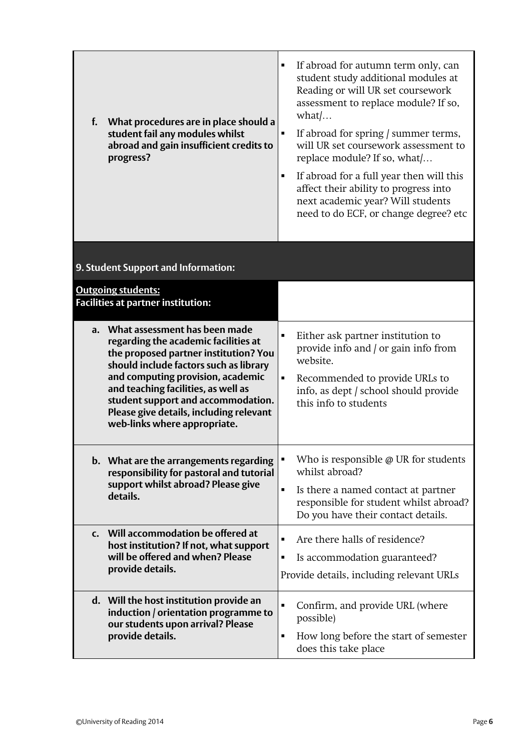| | |
|---|---|
| **f. What procedures are in place should a student fail any modules whilst abroad and gain insufficient credits to progress?** | ▪ If abroad for autumn term only, can student study additional modules at Reading or will UR set coursework assessment to replace module? If so, what/… <br> ▪ If abroad for spring / summer terms, will UR set coursework assessment to replace module? If so, what/… <br> ▪ If abroad for a full year then will this affect their ability to progress into next academic year? Will students need to do ECF, or change degree? etc |
| **9. Student Support and Information:** | |
| **Outgoing students:** <br> **Facilities at partner institution:** | |
| **a. What assessment has been made regarding the academic facilities at the proposed partner institution? You should include factors such as library and computing provision, academic and teaching facilities, as well as student support and accommodation. Please give details, including relevant web-links where appropriate.** | ▪ Either ask partner institution to provide info and / or gain info from website. <br> ▪ Recommended to provide URLs to info, as dept / school should provide this info to students |
| **b. What are the arrangements regarding responsibility for pastoral and tutorial support whilst abroad? Please give details.** | ▪ Who is responsible @ UR for students whilst abroad? <br> ▪ Is there a named contact at partner responsible for student whilst abroad? Do you have their contact details. |
| **c. Will accommodation be offered at host institution? If not, what support will be offered and when? Please provide details.** | ▪ Are there halls of residence? <br> ▪ Is accommodation guaranteed? <br> Provide details, including relevant URLs |
| **d. Will the host institution provide an induction / orientation programme to our students upon arrival? Please provide details.** | ▪ Confirm, and provide URL (where possible) <br> ▪ How long before the start of semester does this take place |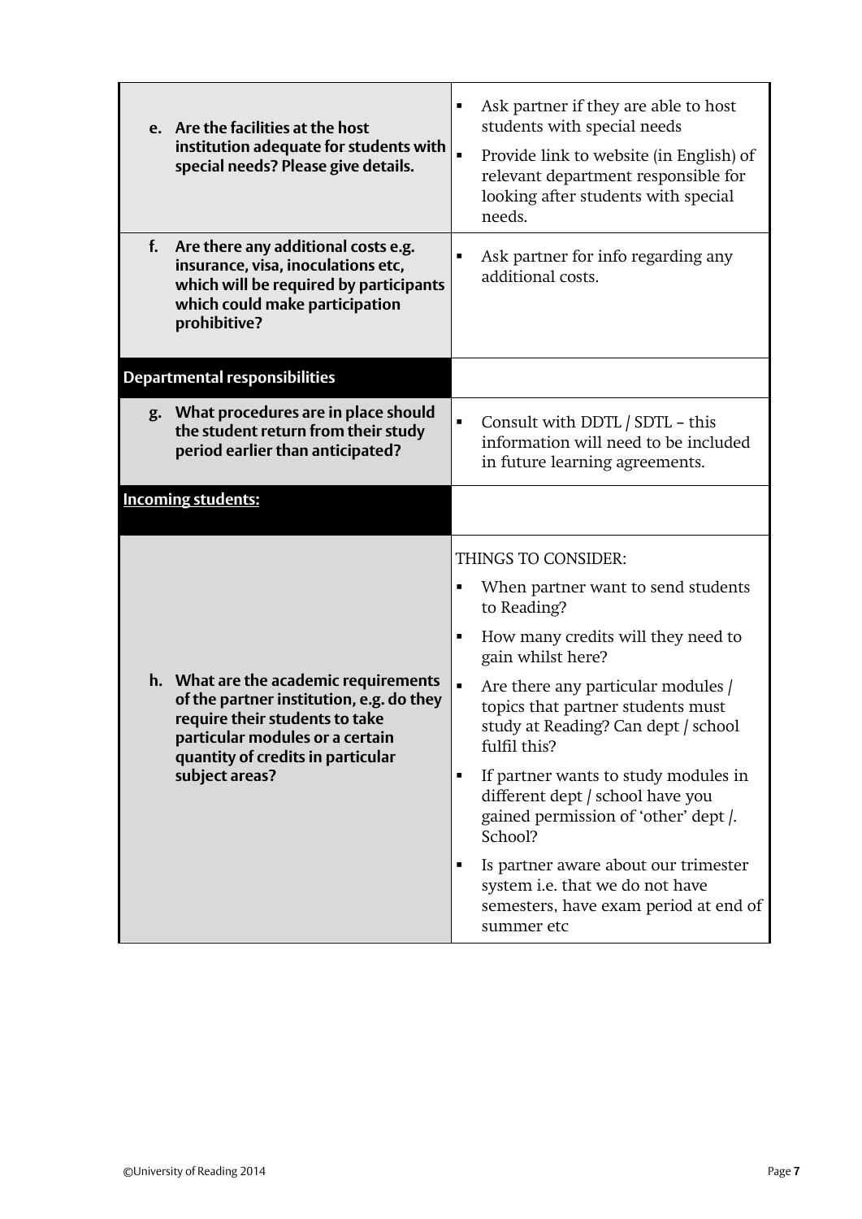| | |
|---|---|
| **e. Are the facilities at the host institution adequate for students with special needs? Please give details.** | ▪ Ask partner if they are able to host students with special needs<br>▪ Provide link to website (in English) of relevant department responsible for looking after students with special needs. |
| **f. Are there any additional costs e.g. insurance, visa, inoculations etc, which will be required by participants which could make participation prohibitive?** | ▪ Ask partner for info regarding any additional costs. |
| **Departmental responsibilities** | |
| **g. What procedures are in place should the student return from their study period earlier than anticipated?** | ▪ Consult with DDTL / SDTL – this information will need to be included in future learning agreements. |
| **Incoming students:** | |
| **h. What are the academic requirements of the partner institution, e.g. do they require their students to take particular modules or a certain quantity of credits in particular subject areas?** | THINGS TO CONSIDER:<br>▪ When partner want to send students to Reading?<br>▪ How many credits will they need to gain whilst here?<br>▪ Are there any particular modules / topics that partner students must study at Reading? Can dept / school fulfil this?<br>▪ If partner wants to study modules in different dept / school have you gained permission of 'other' dept /. School?<br>▪ Is partner aware about our trimester system i.e. that we do not have semesters, have exam period at end of summer etc |